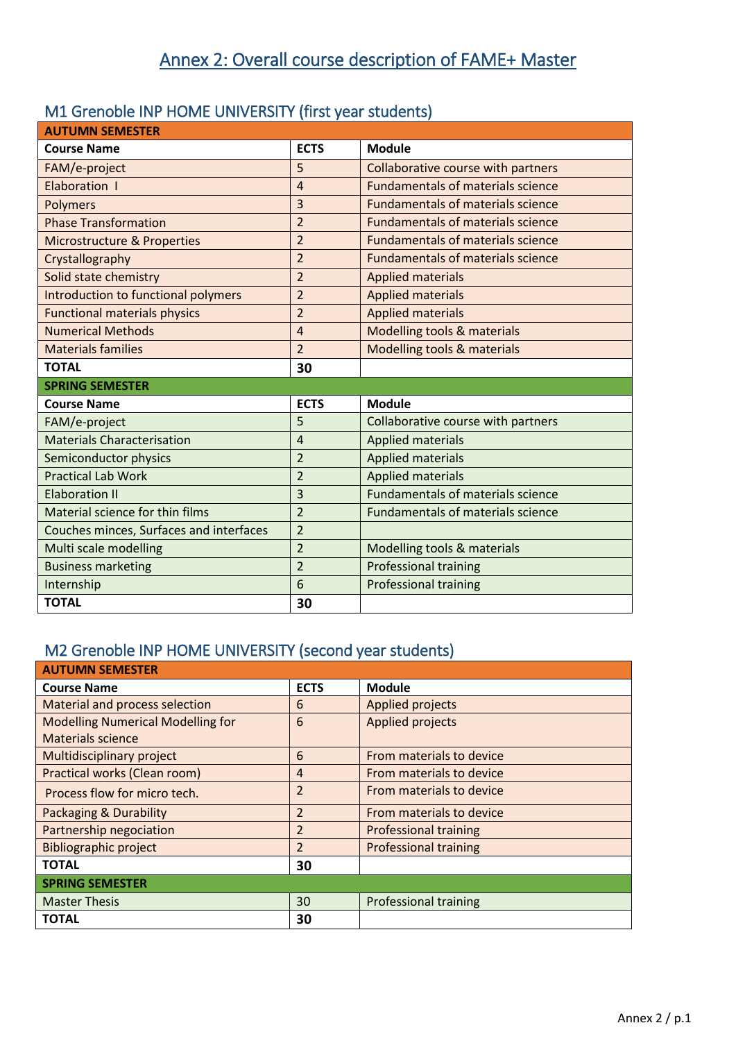# Annex 2: Overall course description of FAME+ Master

## M1 Grenoble INP HOME UNIVERSITY (first year students)

| **AUTUMN SEMESTER** | | |
|---|---|---|
| **Course Name** | **ECTS** | **Module** |
| FAM/e-project | 5 | Collaborative course with partners |
| Elaboration I | 4 | Fundamentals of materials science |
| Polymers | 3 | Fundamentals of materials science |
| Phase Transformation | 2 | Fundamentals of materials science |
| Microstructure & Properties | 2 | Fundamentals of materials science |
| Crystallography | 2 | Fundamentals of materials science |
| Solid state chemistry | 2 | Applied materials |
| Introduction to functional polymers | 2 | Applied materials |
| Functional materials physics | 2 | Applied materials |
| Numerical Methods | 4 | Modelling tools & materials |
| Materials families | 2 | Modelling tools & materials |
| **TOTAL** | **30** | |
| **SPRING SEMESTER** | | |
| **Course Name** | **ECTS** | **Module** |
| FAM/e-project | 5 | Collaborative course with partners |
| Materials Characterisation | 4 | Applied materials |
| Semiconductor physics | 2 | Applied materials |
| Practical Lab Work | 2 | Applied materials |
| Elaboration II | 3 | Fundamentals of materials science |
| Material science for thin films | 2 | Fundamentals of materials science |
| Couches minces, Surfaces and interfaces | 2 | |
| Multi scale modelling | 2 | Modelling tools & materials |
| Business marketing | 2 | Professional training |
| Internship | 6 | Professional training |
| **TOTAL** | **30** | |

## M2 Grenoble INP HOME UNIVERSITY (second year students)

| **AUTUMN SEMESTER** | | |
|---|---|---|
| **Course Name** | **ECTS** | **Module** |
| Material and process selection | 6 | Applied projects |
| Modelling Numerical Modelling for Materials science | 6 | Applied projects |
| Multidisciplinary project | 6 | From materials to device |
| Practical works (Clean room) | 4 | From materials to device |
| Process flow for micro tech. | 2 | From materials to device |
| Packaging & Durability | 2 | From materials to device |
| Partnership negociation | 2 | Professional training |
| Bibliographic project | 2 | Professional training |
| **TOTAL** | **30** | |
| **SPRING SEMESTER** | | |
| Master Thesis | 30 | Professional training |
| **TOTAL** | **30** | |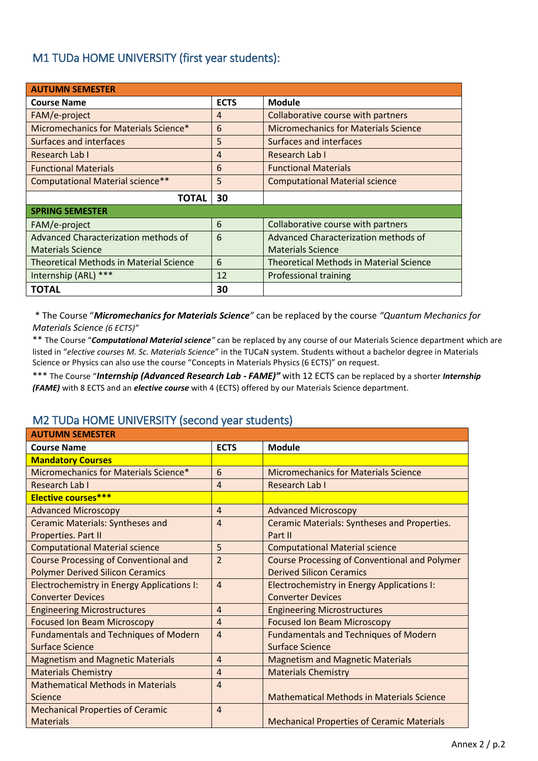## M1 TUDa HOME UNIVERSITY (first year students):

| Course Name | ECTS | Module |
|---|---|---|
| **AUTUMN SEMESTER** | | |
| FAM/e-project | 4 | Collaborative course with partners |
| Micromechanics for Materials Science* | 6 | Micromechanics for Materials Science |
| Surfaces and interfaces | 5 | Surfaces and interfaces |
| Research Lab I | 4 | Research Lab I |
| Functional Materials | 6 | Functional Materials |
| Computational Material science** | 5 | Computational Material science |
| **TOTAL** | **30** | |
| **SPRING SEMESTER** | | |
| FAM/e-project | 6 | Collaborative course with partners |
| Advanced Characterization methods of Materials Science | 6 | Advanced Characterization methods of Materials Science |
| Theoretical Methods in Material Science | 6 | Theoretical Methods in Material Science |
| Internship (ARL) *** | 12 | Professional training |
| **TOTAL** | **30** | |

\* The Course "***Micromechanics for Materials Science"*** can be replaced by the course *"Quantum Mechanics for Materials Science (6 ECTS)"*

** The Course "***Computational Material science"*** can be replaced by any course of our Materials Science department which are listed in "*elective courses M. Sc. Materials Science*" in the TUCaN system. Students without a bachelor degree in Materials Science or Physics can also use the course "Concepts in Materials Physics (6 ECTS)" on request.

*** The Course "***Internship (Advanced Research Lab - FAME)"*** with 12 ECTS can be replaced by a shorter ***Internship (FAME)*** with 8 ECTS and an ***elective course*** with 4 (ECTS) offered by our Materials Science department.

## M2 TUDa HOME UNIVERSITY (second year students)

| Course Name | ECTS | Module |
|---|---|---|
| **AUTUMN SEMESTER** | | |
| **Mandatory Courses** | | |
| Micromechanics for Materials Science* | 6 | Micromechanics for Materials Science |
| Research Lab I | 4 | Research Lab I |
| **Elective courses*** ** | | |
| Advanced Microscopy | 4 | Advanced Microscopy |
| Ceramic Materials: Syntheses and Properties. Part II | 4 | Ceramic Materials: Syntheses and Properties. Part II |
| Computational Material science | 5 | Computational Material science |
| Course Processing of Conventional and Polymer Derived Silicon Ceramics | 2 | Course Processing of Conventional and Polymer Derived Silicon Ceramics |
| Electrochemistry in Energy Applications I: Converter Devices | 4 | Electrochemistry in Energy Applications I: Converter Devices |
| Engineering Microstructures | 4 | Engineering Microstructures |
| Focused Ion Beam Microscopy | 4 | Focused Ion Beam Microscopy |
| Fundamentals and Techniques of Modern Surface Science | 4 | Fundamentals and Techniques of Modern Surface Science |
| Magnetism and Magnetic Materials | 4 | Magnetism and Magnetic Materials |
| Materials Chemistry | 4 | Materials Chemistry |
| Mathematical Methods in Materials Science | 4 | Mathematical Methods in Materials Science |
| Mechanical Properties of Ceramic Materials | 4 | Mechanical Properties of Ceramic Materials |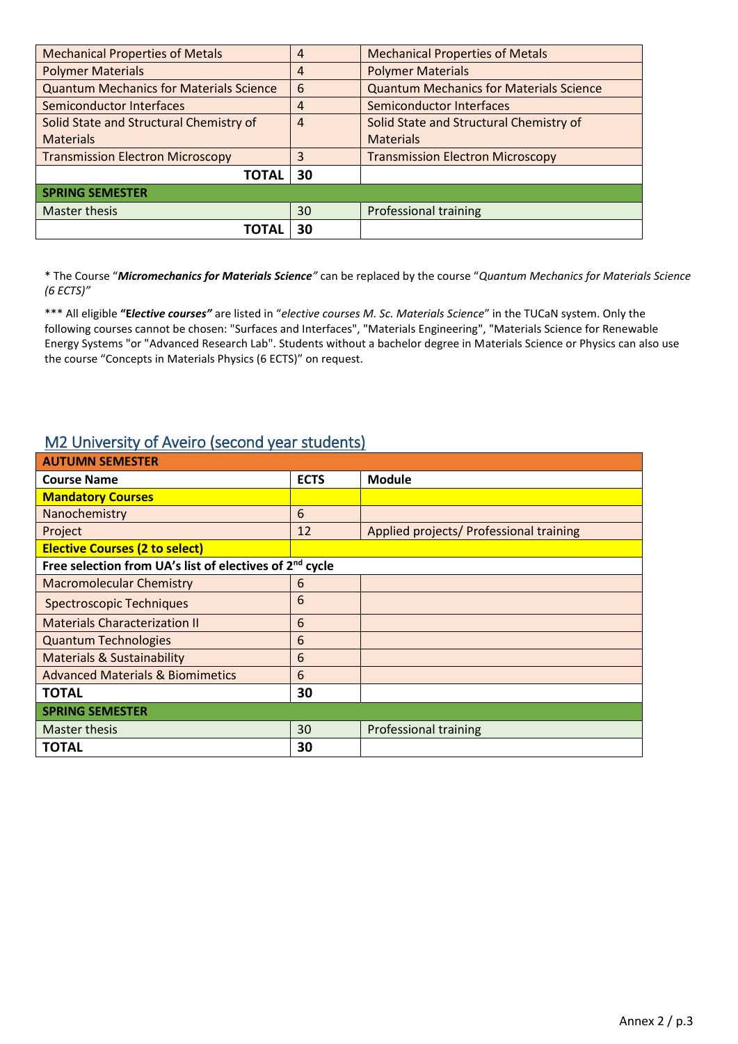| Mechanical Properties of Metals | 4 | Mechanical Properties of Metals |
|---|---|---|
| Polymer Materials | 4 | Polymer Materials |
| Quantum Mechanics for Materials Science | 6 | Quantum Mechanics for Materials Science |
| Semiconductor Interfaces | 4 | Semiconductor Interfaces |
| Solid State and Structural Chemistry of Materials | 4 | Solid State and Structural Chemistry of Materials |
| Transmission Electron Microscopy | 3 | Transmission Electron Microscopy |
| **TOTAL** | **30** | |
| **SPRING SEMESTER** | | |
| Master thesis | 30 | Professional training |
| **TOTAL** | **30** | |

* The Course "***Micromechanics for Materials Science"*** can be replaced by the course "*Quantum Mechanics for Materials Science (6 ECTS)"*

*** All eligible **"Elective courses"** are listed in "*elective courses M. Sc. Materials Science*" in the TUCaN system. Only the following courses cannot be chosen: "Surfaces and Interfaces", "Materials Engineering", "Materials Science for Renewable Energy Systems "or "Advanced Research Lab". Students without a bachelor degree in Materials Science or Physics can also use the course "Concepts in Materials Physics (6 ECTS)" on request.

## M2 University of Aveiro (second year students)

| **AUTUMN SEMESTER** | | |
|---|---|---|
| **Course Name** | **ECTS** | **Module** |
| **Mandatory Courses** | | |
| Nanochemistry | 6 | |
| Project | 12 | Applied projects/ Professional training |
| **Elective Courses (2 to select)** | | |
| **Free selection from UA's list of electives of 2nd cycle** | | |
| Macromolecular Chemistry | 6 | |
| Spectroscopic Techniques | 6 | |
| Materials Characterization II | 6 | |
| Quantum Technologies | 6 | |
| Materials & Sustainability | 6 | |
| Advanced Materials & Biomimetics | 6 | |
| **TOTAL** | **30** | |
| **SPRING SEMESTER** | | |
| Master thesis | 30 | Professional training |
| **TOTAL** | **30** | |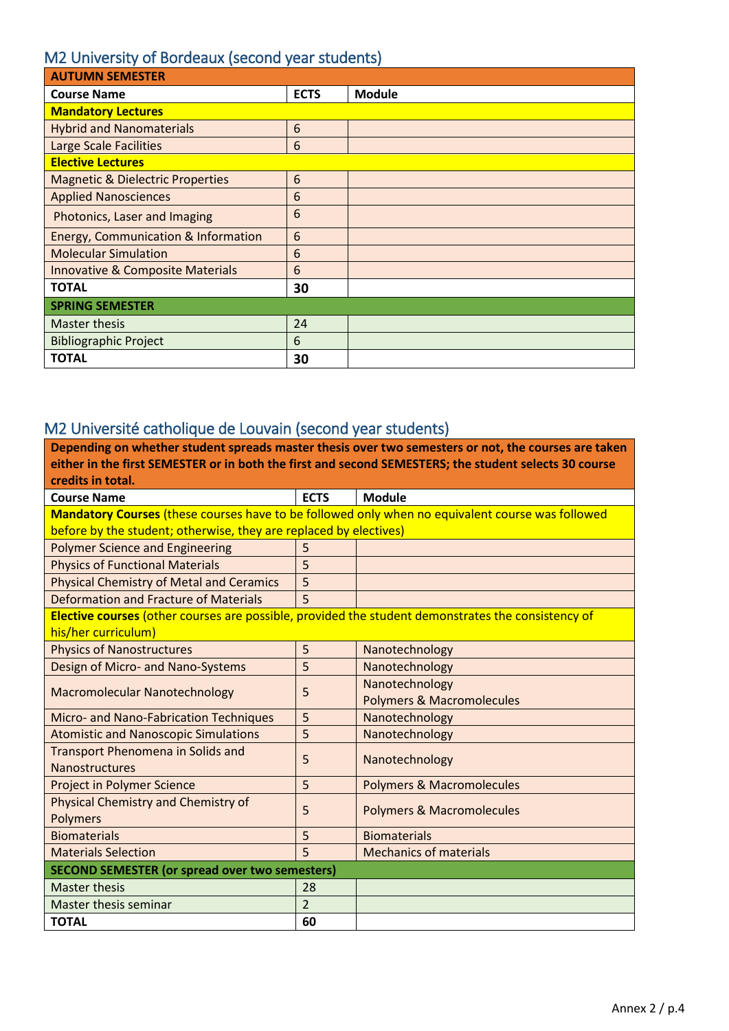## M2 University of Bordeaux (second year students)

| **AUTUMN SEMESTER** | | |
|---|---|---|
| **Course Name** | **ECTS** | **Module** |
| **Mandatory Lectures** | | |
| Hybrid and Nanomaterials | 6 | |
| Large Scale Facilities | 6 | |
| **Elective Lectures** | | |
| Magnetic & Dielectric Properties | 6 | |
| Applied Nanosciences | 6 | |
| Photonics, Laser and Imaging | 6 | |
| Energy, Communication & Information | 6 | |
| Molecular Simulation | 6 | |
| Innovative & Composite Materials | 6 | |
| **TOTAL** | **30** | |
| **SPRING SEMESTER** | | |
| Master thesis | 24 | |
| Bibliographic Project | 6 | |
| **TOTAL** | **30** | |

## M2 Université catholique de Louvain (second year students)

| **Depending on whether student spreads master thesis over two semesters or not, the courses are taken either in the first SEMESTER or in both the first and second SEMESTERS; the student selects 30 course credits in total.** | | |
|---|---|---|
| **Course Name** | **ECTS** | **Module** |
| **Mandatory Courses** (these courses have to be followed only when no equivalent course was followed before by the student; otherwise, they are replaced by electives) | | |
| Polymer Science and Engineering | 5 | |
| Physics of Functional Materials | 5 | |
| Physical Chemistry of Metal and Ceramics | 5 | |
| Deformation and Fracture of Materials | 5 | |
| **Elective courses** (other courses are possible, provided the student demonstrates the consistency of his/her curriculum) | | |
| Physics of Nanostructures | 5 | Nanotechnology |
| Design of Micro- and Nano-Systems | 5 | Nanotechnology |
| Macromolecular Nanotechnology | 5 | Nanotechnology<br>Polymers & Macromolecules |
| Micro- and Nano-Fabrication Techniques | 5 | Nanotechnology |
| Atomistic and Nanoscopic Simulations | 5 | Nanotechnology |
| Transport Phenomena in Solids and Nanostructures | 5 | Nanotechnology |
| Project in Polymer Science | 5 | Polymers & Macromolecules |
| Physical Chemistry and Chemistry of Polymers | 5 | Polymers & Macromolecules |
| Biomaterials | 5 | Biomaterials |
| Materials Selection | 5 | Mechanics of materials |
| **SECOND SEMESTER (or spread over two semesters)** | | |
| Master thesis | 28 | |
| Master thesis seminar | 2 | |
| **TOTAL** | **60** | |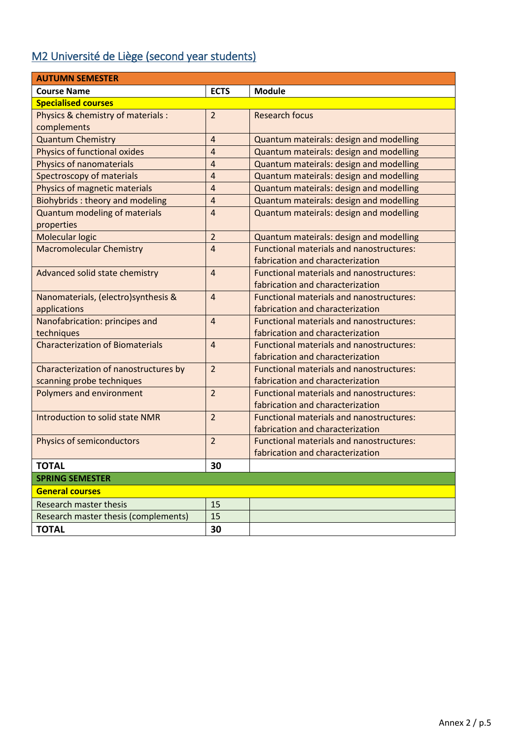## M2 Université de Liège (second year students)

| AUTUMN SEMESTER | | |
|---|---|---|
| **Course Name** | **ECTS** | **Module** |
| **Specialised courses** | | |
| Physics & chemistry of materials : complements | 2 | Research focus |
| Quantum Chemistry | 4 | Quantum mateirals: design and modelling |
| Physics of functional oxides | 4 | Quantum mateirals: design and modelling |
| Physics of nanomaterials | 4 | Quantum mateirals: design and modelling |
| Spectroscopy of materials | 4 | Quantum mateirals: design and modelling |
| Physics of magnetic materials | 4 | Quantum mateirals: design and modelling |
| Biohybrids : theory and modeling | 4 | Quantum mateirals: design and modelling |
| Quantum modeling of materials properties | 4 | Quantum mateirals: design and modelling |
| Molecular logic | 2 | Quantum mateirals: design and modelling |
| Macromolecular Chemistry | 4 | Functional materials and nanostructures: fabrication and characterization |
| Advanced solid state chemistry | 4 | Functional materials and nanostructures: fabrication and characterization |
| Nanomaterials, (electro)synthesis & applications | 4 | Functional materials and nanostructures: fabrication and characterization |
| Nanofabrication: principles and techniques | 4 | Functional materials and nanostructures: fabrication and characterization |
| Characterization of Biomaterials | 4 | Functional materials and nanostructures: fabrication and characterization |
| Characterization of nanostructures by scanning probe techniques | 2 | Functional materials and nanostructures: fabrication and characterization |
| Polymers and environment | 2 | Functional materials and nanostructures: fabrication and characterization |
| Introduction to solid state NMR | 2 | Functional materials and nanostructures: fabrication and characterization |
| Physics of semiconductors | 2 | Functional materials and nanostructures: fabrication and characterization |
| **TOTAL** | **30** | |
| **SPRING SEMESTER** | | |
| **General courses** | | |
| Research master thesis | 15 | |
| Research master thesis (complements) | 15 | |
| **TOTAL** | **30** | |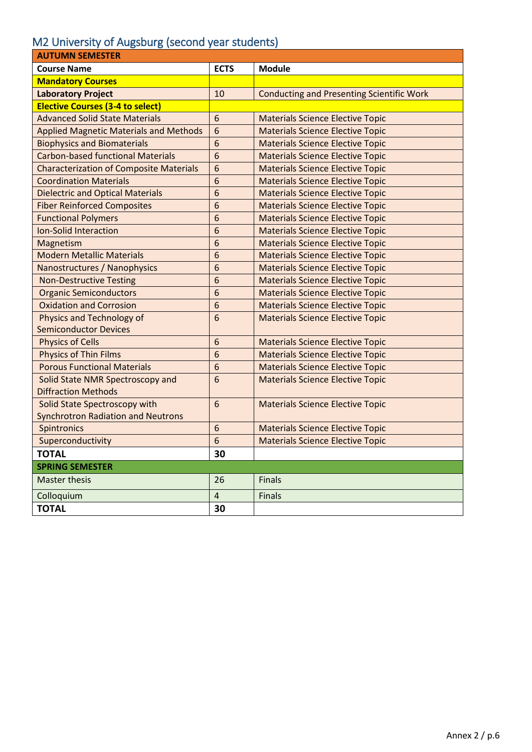## M2 University of Augsburg (second year students)

| **AUTUMN SEMESTER** | | |
|---|---|---|
| **Course Name** | **ECTS** | **Module** |
| **Mandatory Courses** | | |
| **Laboratory Project** | 10 | Conducting and Presenting Scientific Work |
| **Elective Courses (3-4 to select)** | | |
| Advanced Solid State Materials | 6 | Materials Science Elective Topic |
| Applied Magnetic Materials and Methods | 6 | Materials Science Elective Topic |
| Biophysics and Biomaterials | 6 | Materials Science Elective Topic |
| Carbon-based functional Materials | 6 | Materials Science Elective Topic |
| Characterization of Composite Materials | 6 | Materials Science Elective Topic |
| Coordination Materials | 6 | Materials Science Elective Topic |
| Dielectric and Optical Materials | 6 | Materials Science Elective Topic |
| Fiber Reinforced Composites | 6 | Materials Science Elective Topic |
| Functional Polymers | 6 | Materials Science Elective Topic |
| Ion-Solid Interaction | 6 | Materials Science Elective Topic |
| Magnetism | 6 | Materials Science Elective Topic |
| Modern Metallic Materials | 6 | Materials Science Elective Topic |
| Nanostructures / Nanophysics | 6 | Materials Science Elective Topic |
| Non-Destructive Testing | 6 | Materials Science Elective Topic |
| Organic Semiconductors | 6 | Materials Science Elective Topic |
| Oxidation and Corrosion | 6 | Materials Science Elective Topic |
| Physics and Technology of Semiconductor Devices | 6 | Materials Science Elective Topic |
| Physics of Cells | 6 | Materials Science Elective Topic |
| Physics of Thin Films | 6 | Materials Science Elective Topic |
| Porous Functional Materials | 6 | Materials Science Elective Topic |
| Solid State NMR Spectroscopy and Diffraction Methods | 6 | Materials Science Elective Topic |
| Solid State Spectroscopy with Synchrotron Radiation and Neutrons | 6 | Materials Science Elective Topic |
| Spintronics | 6 | Materials Science Elective Topic |
| Superconductivity | 6 | Materials Science Elective Topic |
| **TOTAL** | **30** | |
| **SPRING SEMESTER** | | |
| Master thesis | 26 | Finals |
| Colloquium | 4 | Finals |
| **TOTAL** | **30** | |